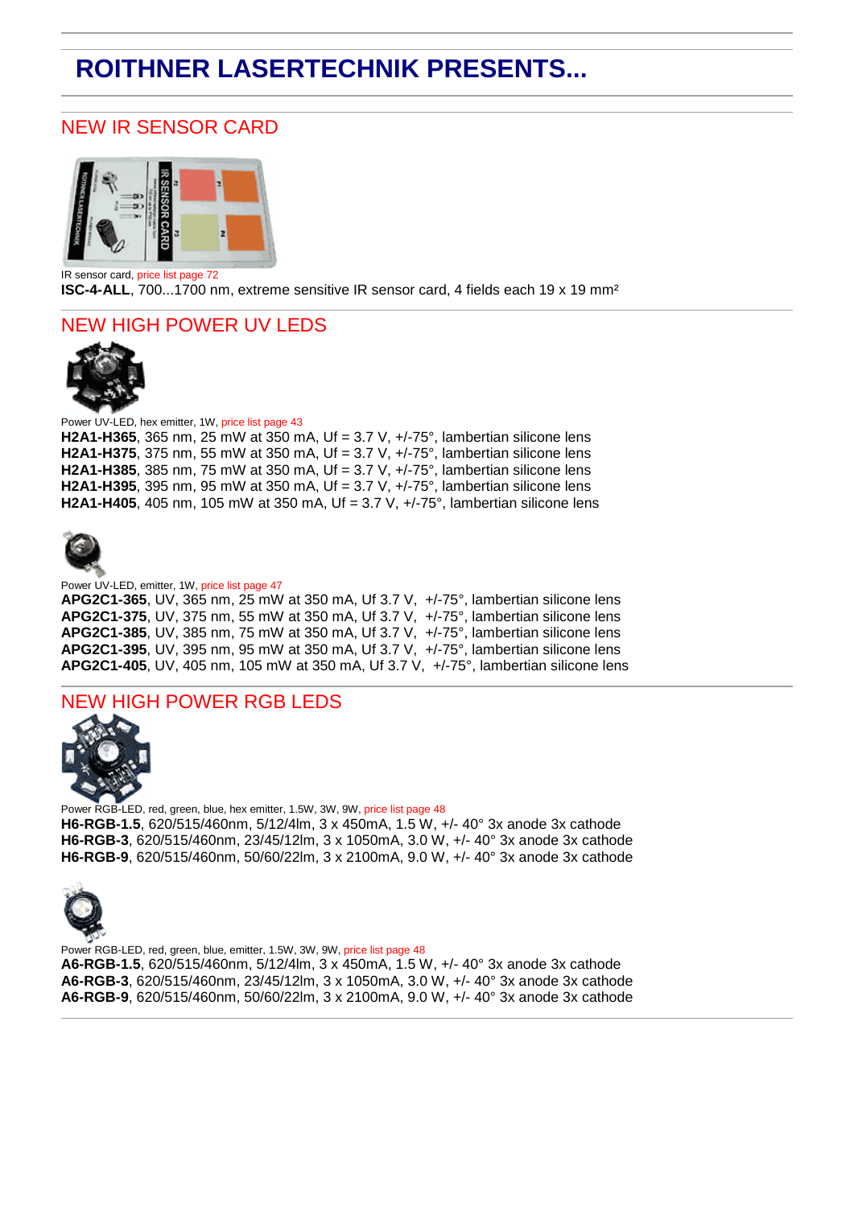# ROITHNER LASERTECHNIK PRESENTS...

## NEW IR SENSOR CARD

IR sensor card, price list page 72

**ISC-4-ALL**, 700...1700 nm, extreme sensitive IR sensor card, 4 fields each 19 x 19 mm²

## NEW HIGH POWER UV LEDS

Power UV-LED, hex emitter, 1W, price list page 43

**H2A1-H365**, 365 nm, 25 mW at 350 mA, Uf = 3.7 V, +/-75°, lambertian silicone lens
**H2A1-H375**, 375 nm, 55 mW at 350 mA, Uf = 3.7 V, +/-75°, lambertian silicone lens
**H2A1-H385**, 385 nm, 75 mW at 350 mA, Uf = 3.7 V, +/-75°, lambertian silicone lens
**H2A1-H395**, 395 nm, 95 mW at 350 mA, Uf = 3.7 V, +/-75°, lambertian silicone lens
**H2A1-H405**, 405 nm, 105 mW at 350 mA, Uf = 3.7 V, +/-75°, lambertian silicone lens

Power UV-LED, emitter, 1W, price list page 47

**APG2C1-365**, UV, 365 nm, 25 mW at 350 mA, Uf 3.7 V, +/-75°, lambertian silicone lens
**APG2C1-375**, UV, 375 nm, 55 mW at 350 mA, Uf 3.7 V, +/-75°, lambertian silicone lens
**APG2C1-385**, UV, 385 nm, 75 mW at 350 mA, Uf 3.7 V, +/-75°, lambertian silicone lens
**APG2C1-395**, UV, 395 nm, 95 mW at 350 mA, Uf 3.7 V, +/-75°, lambertian silicone lens
**APG2C1-405**, UV, 405 nm, 105 mW at 350 mA, Uf 3.7 V, +/-75°, lambertian silicone lens

## NEW HIGH POWER RGB LEDS

Power RGB-LED, red, green, blue, hex emitter, 1.5W, 3W, 9W, price list page 48

**H6-RGB-1.5**, 620/515/460nm, 5/12/4lm, 3 x 450mA, 1.5 W, +/- 40° 3x anode 3x cathode
**H6-RGB-3**, 620/515/460nm, 23/45/12lm, 3 x 1050mA, 3.0 W, +/- 40° 3x anode 3x cathode
**H6-RGB-9**, 620/515/460nm, 50/60/22lm, 3 x 2100mA, 9.0 W, +/- 40° 3x anode 3x cathode

Power RGB-LED, red, green, blue, emitter, 1.5W, 3W, 9W, price list page 48

**A6-RGB-1.5**, 620/515/460nm, 5/12/4lm, 3 x 450mA, 1.5 W, +/- 40° 3x anode 3x cathode
**A6-RGB-3**, 620/515/460nm, 23/45/12lm, 3 x 1050mA, 3.0 W, +/- 40° 3x anode 3x cathode
**A6-RGB-9**, 620/515/460nm, 50/60/22lm, 3 x 2100mA, 9.0 W, +/- 40° 3x anode 3x cathode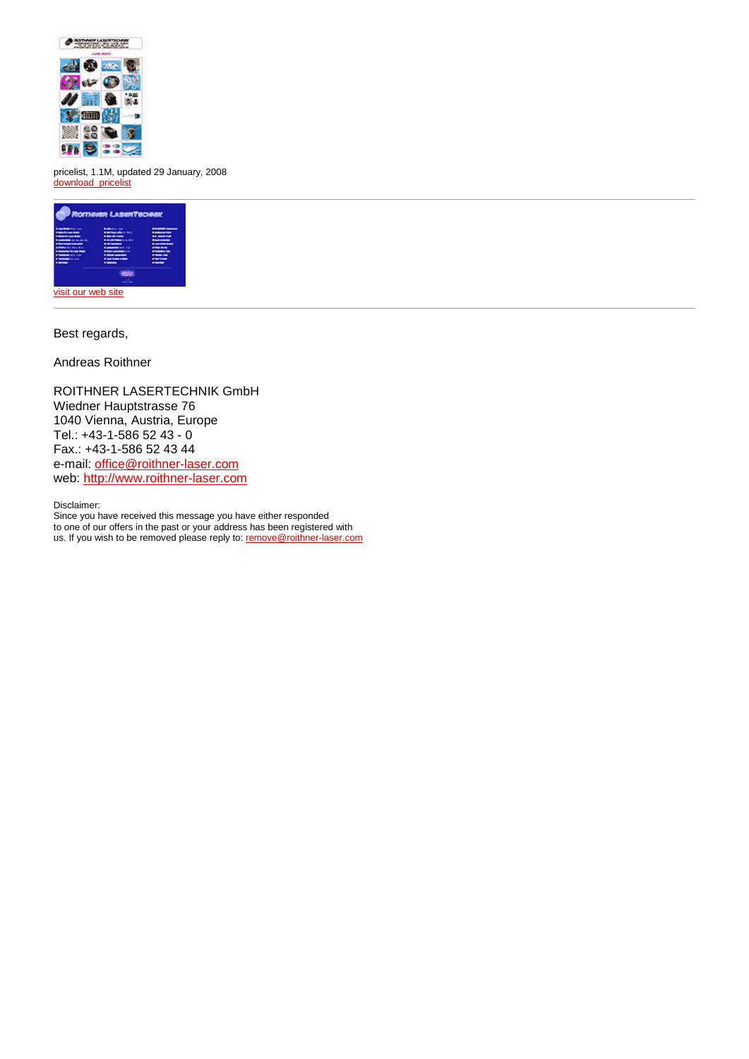pricelist, 1.1M, updated 29 January, 2008
download pricelist

---

visit our web site

---

Best regards,

Andreas Roithner

ROITHNER LASERTECHNIK GmbH
Wiedner Hauptstrasse 76
1040 Vienna, Austria, Europe
Tel.: +43-1-586 52 43 - 0
Fax.: +43-1-586 52 43 44
e-mail: office@roithner-laser.com
web: http://www.roithner-laser.com

Disclaimer:
Since you have received this message you have either responded
to one of our offers in the past or your address has been registered with
us. If you wish to be removed please reply to: remove@roithner-laser.com